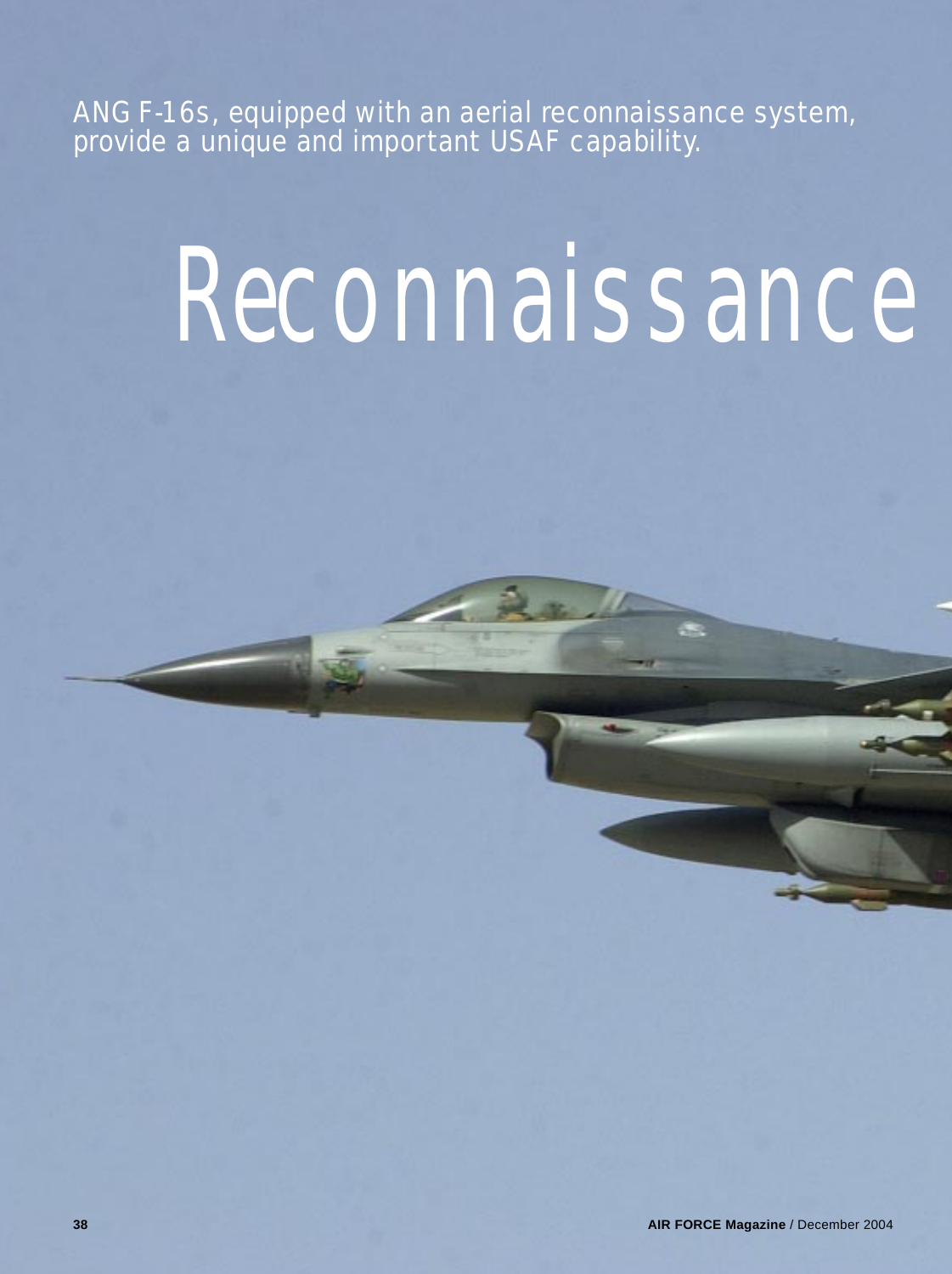ANG F-16s, equipped with an aerial reconnaissance system, provide a unique and important USAF capability.

# Reconnaissance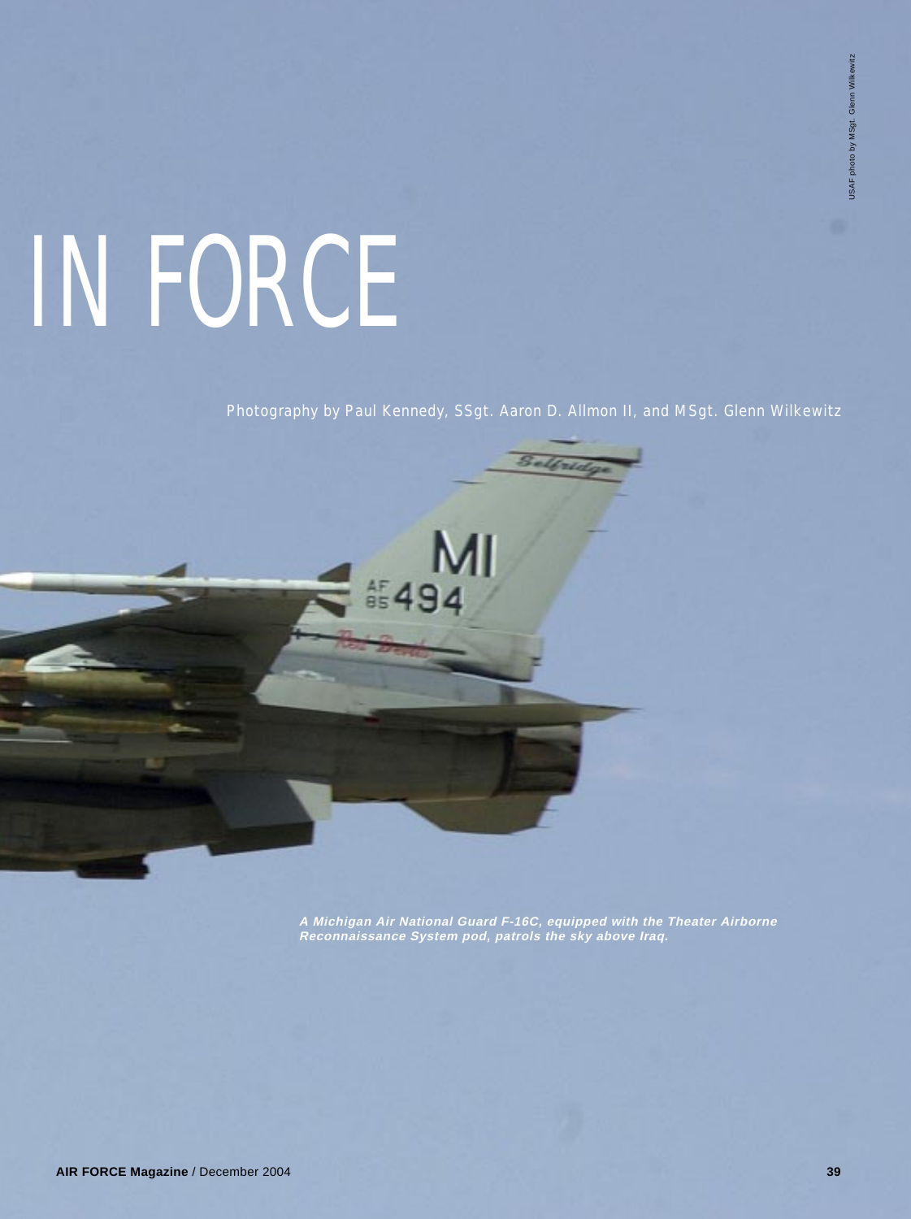# IN FORCE

Photography by Paul Kennedy, SSgt. Aaron D. Allmon II, and MSgt. Glenn Wilkewitz

USAF photo by MSgt. Glenn Wilkewitz

***A Michigan Air National Guard F-16C, equipped with the Theater Airborne Reconnaissance System pod, patrols the sky above Iraq.***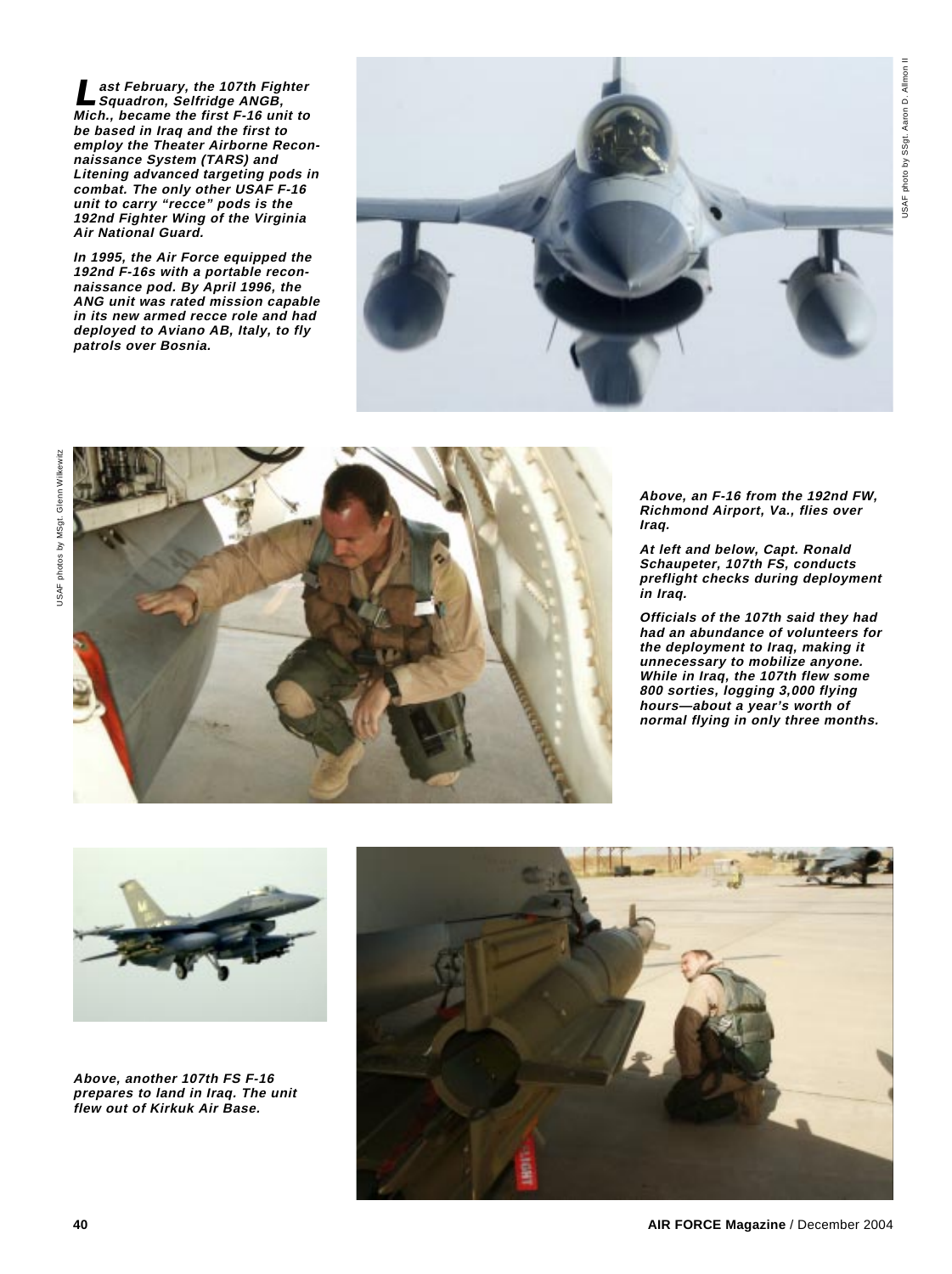**Last February, the 107th Fighter Squadron, Selfridge ANGB, Mich., became the first F-16 unit to be based in Iraq and the first to employ the Theater Airborne Reconnaissance System (TARS) and Litening advanced targeting pods in combat. The only other USAF F-16 unit to carry "recce" pods is the 192nd Fighter Wing of the Virginia Air National Guard.**

***In 1995, the Air Force equipped the 192nd F-16s with a portable reconnaissance pod. By April 1996, the ANG unit was rated mission capable in its new armed recce role and had deployed to Aviano AB, Italy, to fly patrols over Bosnia.***

USAF photo by SSgt. Aaron D. Allmon II

USAF photos by MSgt. Glenn Wilkewitz

***Above, an F-16 from the 192nd FW, Richmond Airport, Va., flies over Iraq.***

***At left and below, Capt. Ronald Schaupeter, 107th FS, conducts preflight checks during deployment in Iraq.***

***Officials of the 107th said they had had an abundance of volunteers for the deployment to Iraq, making it unnecessary to mobilize anyone. While in Iraq, the 107th flew some 800 sorties, logging 3,000 flying hours—about a year's worth of normal flying in only three months.***

***Above, another 107th FS F-16 prepares to land in Iraq. The unit flew out of Kirkuk Air Base.***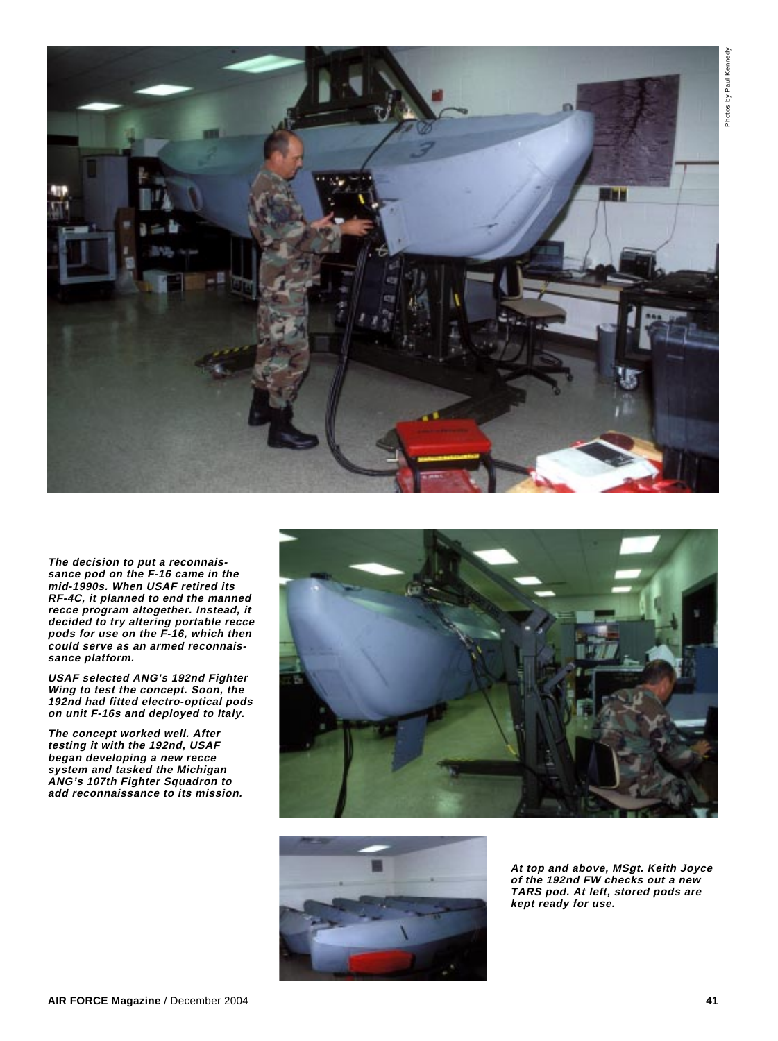*Photos by Paul Kennedy*

***The decision to put a reconnaissance pod on the F-16 came in the mid-1990s. When USAF retired its RF-4C, it planned to end the manned recce program altogether. Instead, it decided to try altering portable recce pods for use on the F-16, which then could serve as an armed reconnaissance platform.***

***USAF selected ANG's 192nd Fighter Wing to test the concept. Soon, the 192nd had fitted electro-optical pods on unit F-16s and deployed to Italy.***

***The concept worked well. After testing it with the 192nd, USAF began developing a new recce system and tasked the Michigan ANG's 107th Fighter Squadron to add reconnaissance to its mission.***

***At top and above, MSgt. Keith Joyce of the 192nd FW checks out a new TARS pod. At left, stored pods are kept ready for use.***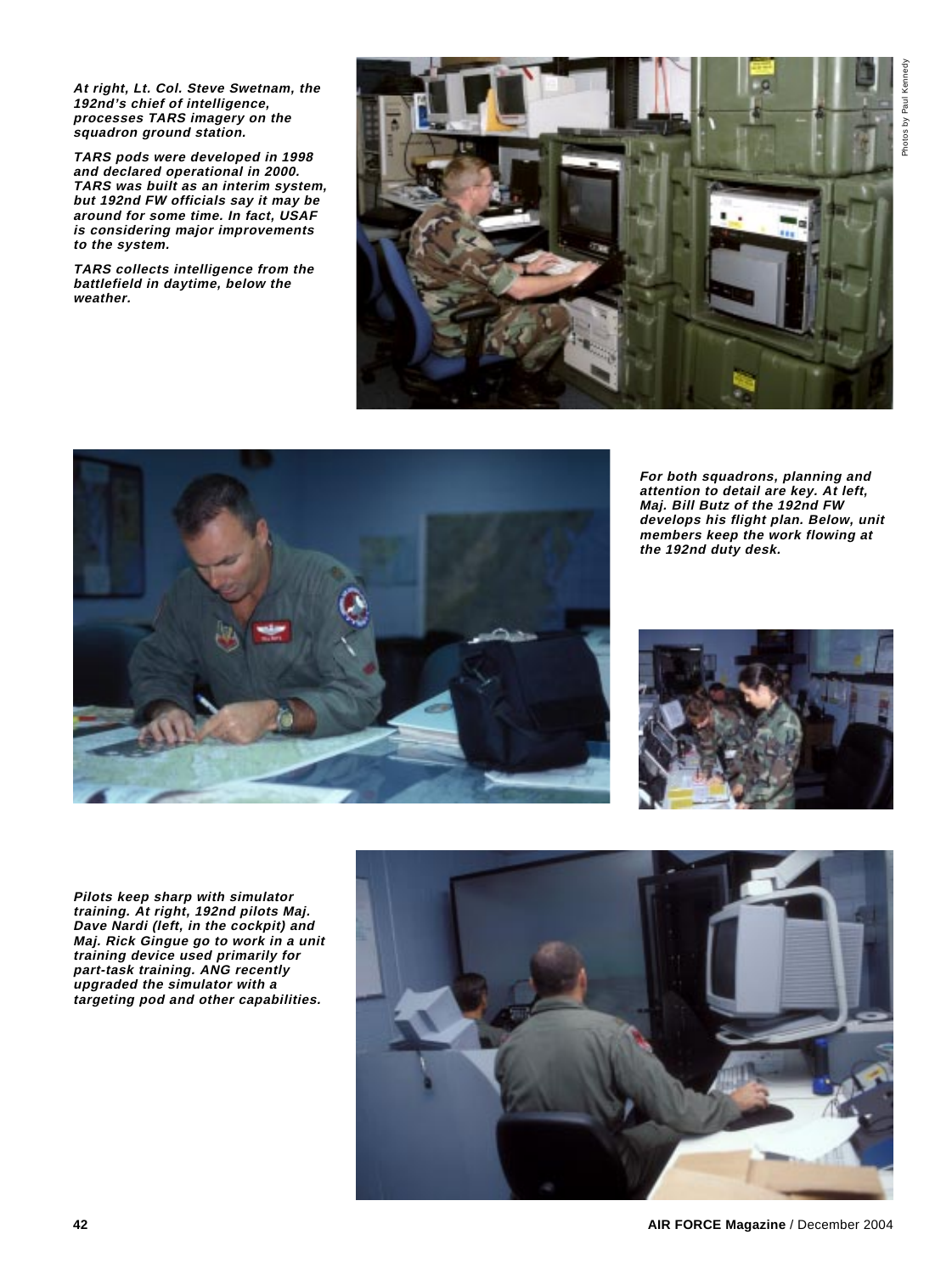***At right, Lt. Col. Steve Swetnam, the 192nd's chief of intelligence, processes TARS imagery on the squadron ground station.***

***TARS pods were developed in 1998 and declared operational in 2000. TARS was built as an interim system, but 192nd FW officials say it may be around for some time. In fact, USAF is considering major improvements to the system.***

***TARS collects intelligence from the battlefield in daytime, below the weather.***

Photos by Paul Kennedy

***For both squadrons, planning and attention to detail are key. At left, Maj. Bill Butz of the 192nd FW develops his flight plan. Below, unit members keep the work flowing at the 192nd duty desk.***

***Pilots keep sharp with simulator training. At right, 192nd pilots Maj. Dave Nardi (left, in the cockpit) and Maj. Rick Gingue go to work in a unit training device used primarily for part-task training. ANG recently upgraded the simulator with a targeting pod and other capabilities.***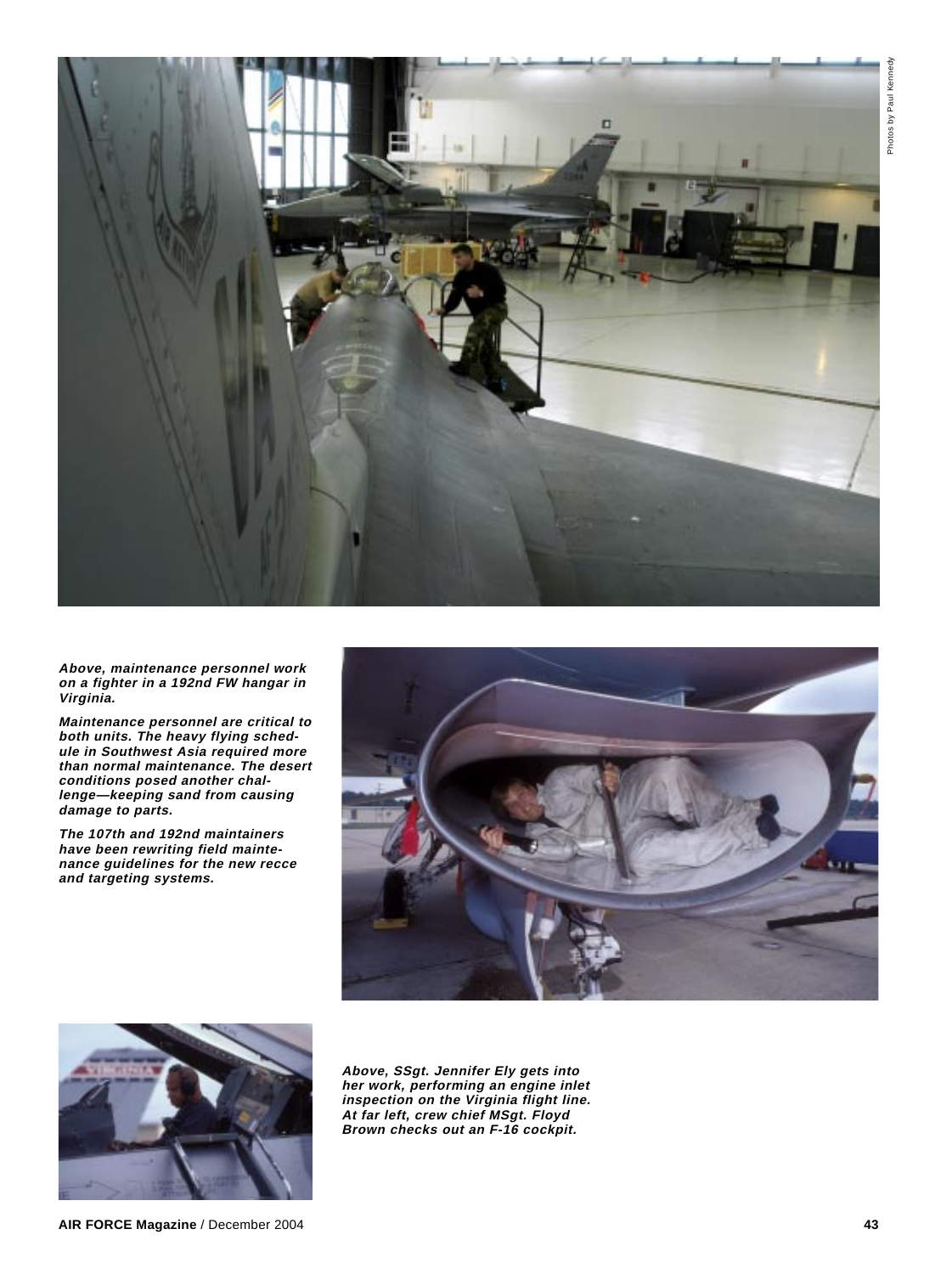*Photos by Paul Kennedy*

***Above, maintenance personnel work on a fighter in a 192nd FW hangar in Virginia.***

***Maintenance personnel are critical to both units. The heavy flying schedule in Southwest Asia required more than normal maintenance. The desert conditions posed another challenge—keeping sand from causing damage to parts.***

***The 107th and 192nd maintainers have been rewriting field maintenance guidelines for the new recce and targeting systems.***

***Above, SSgt. Jennifer Ely gets into her work, performing an engine inlet inspection on the Virginia flight line. At far left, crew chief MSgt. Floyd Brown checks out an F-16 cockpit.***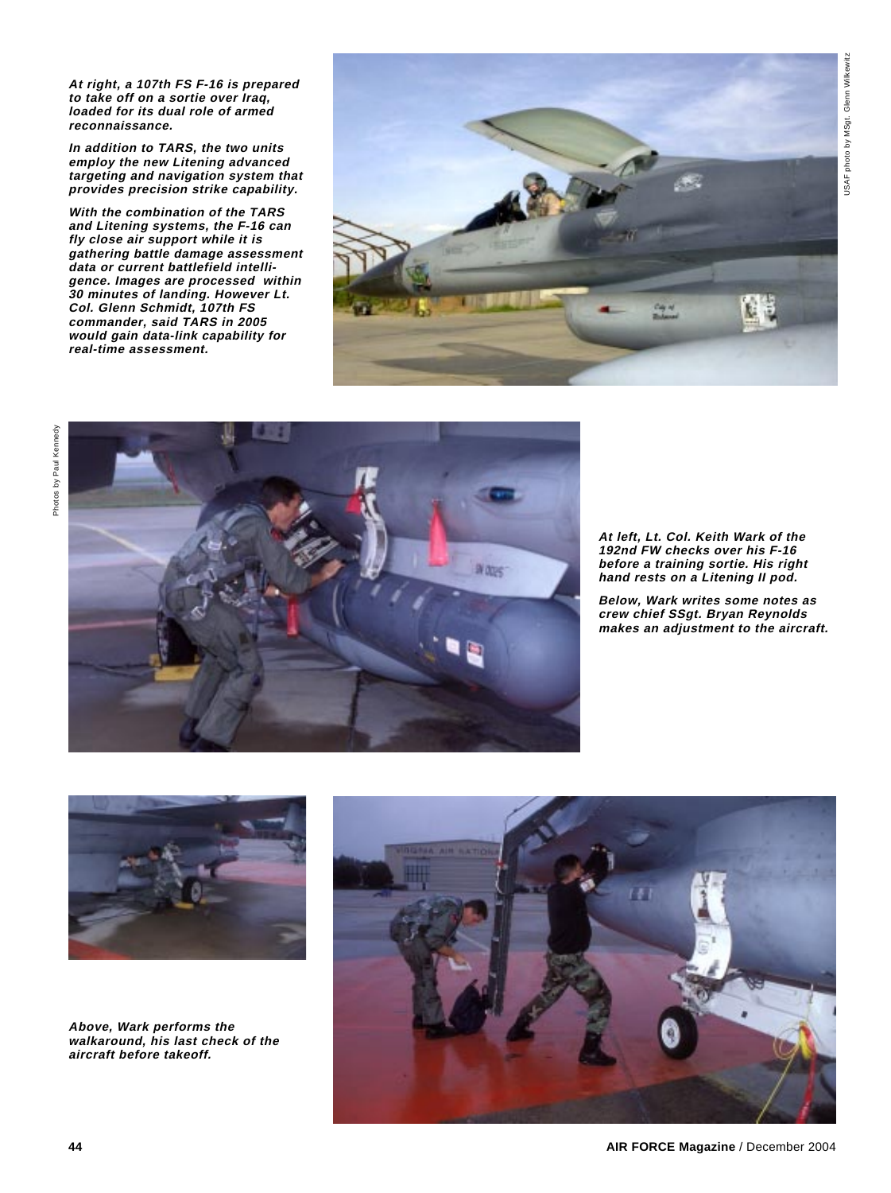***At right, a 107th FS F-16 is prepared to take off on a sortie over Iraq, loaded for its dual role of armed reconnaissance.***

***In addition to TARS, the two units employ the new Litening advanced targeting and navigation system that provides precision strike capability.***

***With the combination of the TARS and Litening systems, the F-16 can fly close air support while it is gathering battle damage assessment data or current battlefield intelligence. Images are processed within 30 minutes of landing. However Lt. Col. Glenn Schmidt, 107th FS commander, said TARS in 2005 would gain data-link capability for real-time assessment.***

USAF photo by MSgt. Glenn Wilkewitz

Photos by Paul Kennedy

***At left, Lt. Col. Keith Wark of the 192nd FW checks over his F-16 before a training sortie. His right hand rests on a Litening II pod.***

***Below, Wark writes some notes as crew chief SSgt. Bryan Reynolds makes an adjustment to the aircraft.***

***Above, Wark performs the walkaround, his last check of the aircraft before takeoff.***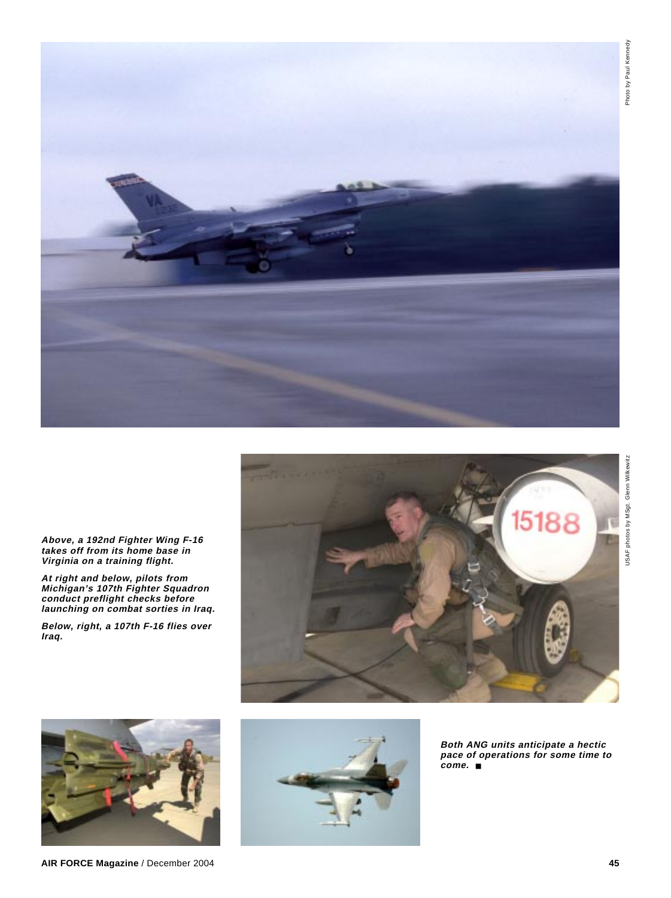Photo by Paul Kennedy

USAF photos by MSgt. Glenn Wilkewitz

***Above, a 192nd Fighter Wing F-16 takes off from its home base in Virginia on a training flight.***

***At right and below, pilots from Michigan's 107th Fighter Squadron conduct preflight checks before launching on combat sorties in Iraq.***

***Below, right, a 107th F-16 flies over Iraq.***

***Both ANG units anticipate a hectic pace of operations for some time to come.*** ■